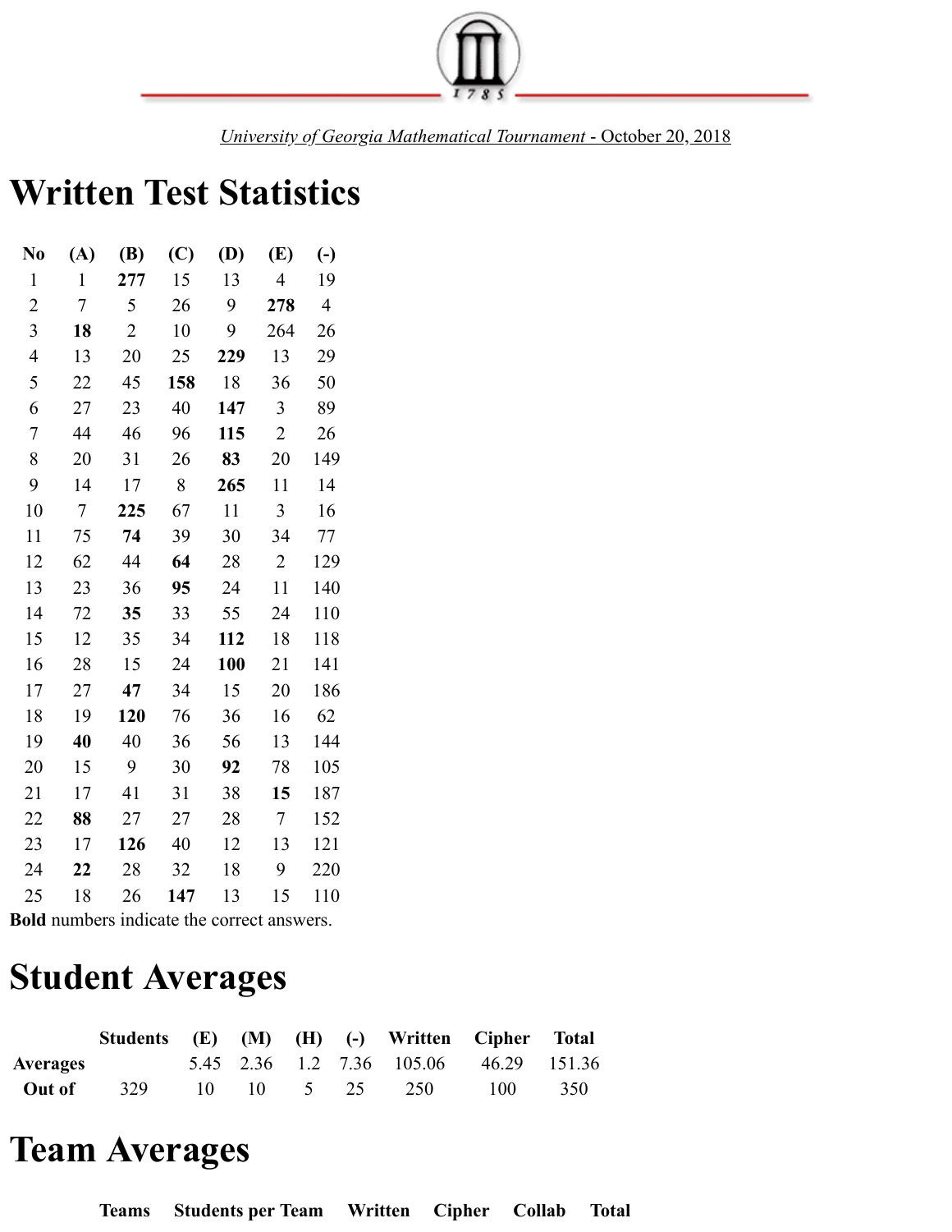University of Georgia Mathematical Tournament - October 20, 2018

# Written Test Statistics

| No | (A) | (B) | (C) | (D) | (E) | (-) |
|---|---|---|---|---|---|---|
| 1 | 1 | **277** | 15 | 13 | 4 | 19 |
| 2 | 7 | 5 | 26 | 9 | **278** | 4 |
| 3 | **18** | 2 | 10 | 9 | 264 | 26 |
| 4 | 13 | 20 | 25 | **229** | 13 | 29 |
| 5 | 22 | 45 | **158** | 18 | 36 | 50 |
| 6 | 27 | 23 | 40 | **147** | 3 | 89 |
| 7 | 44 | 46 | 96 | **115** | 2 | 26 |
| 8 | 20 | 31 | 26 | **83** | 20 | 149 |
| 9 | 14 | 17 | 8 | **265** | 11 | 14 |
| 10 | 7 | **225** | 67 | 11 | 3 | 16 |
| 11 | 75 | **74** | 39 | 30 | 34 | 77 |
| 12 | 62 | 44 | **64** | 28 | 2 | 129 |
| 13 | 23 | 36 | **95** | 24 | 11 | 140 |
| 14 | 72 | **35** | 33 | 55 | 24 | 110 |
| 15 | 12 | 35 | 34 | **112** | 18 | 118 |
| 16 | 28 | 15 | 24 | **100** | 21 | 141 |
| 17 | 27 | **47** | 34 | 15 | 20 | 186 |
| 18 | 19 | **120** | 76 | 36 | 16 | 62 |
| 19 | **40** | 40 | 36 | 56 | 13 | 144 |
| 20 | 15 | 9 | 30 | **92** | 78 | 105 |
| 21 | 17 | 41 | 31 | 38 | **15** | 187 |
| 22 | **88** | 27 | 27 | 28 | 7 | 152 |
| 23 | 17 | **126** | 40 | 12 | 13 | 121 |
| 24 | **22** | 28 | 32 | 18 | 9 | 220 |
| 25 | 18 | 26 | **147** | 13 | 15 | 110 |

**Bold** numbers indicate the correct answers.

# Student Averages

| | Students | (E) | (M) | (H) | (-) | Written | Cipher | Total |
|---|---|---|---|---|---|---|---|---|
| Averages | | 5.45 | 2.36 | 1.2 | 7.36 | 105.06 | 46.29 | 151.36 |
| Out of | 329 | 10 | 10 | 5 | 25 | 250 | 100 | 350 |

# Team Averages

| Teams | Students per Team | Written | Cipher | Collab | Total |
|---|---|---|---|---|---|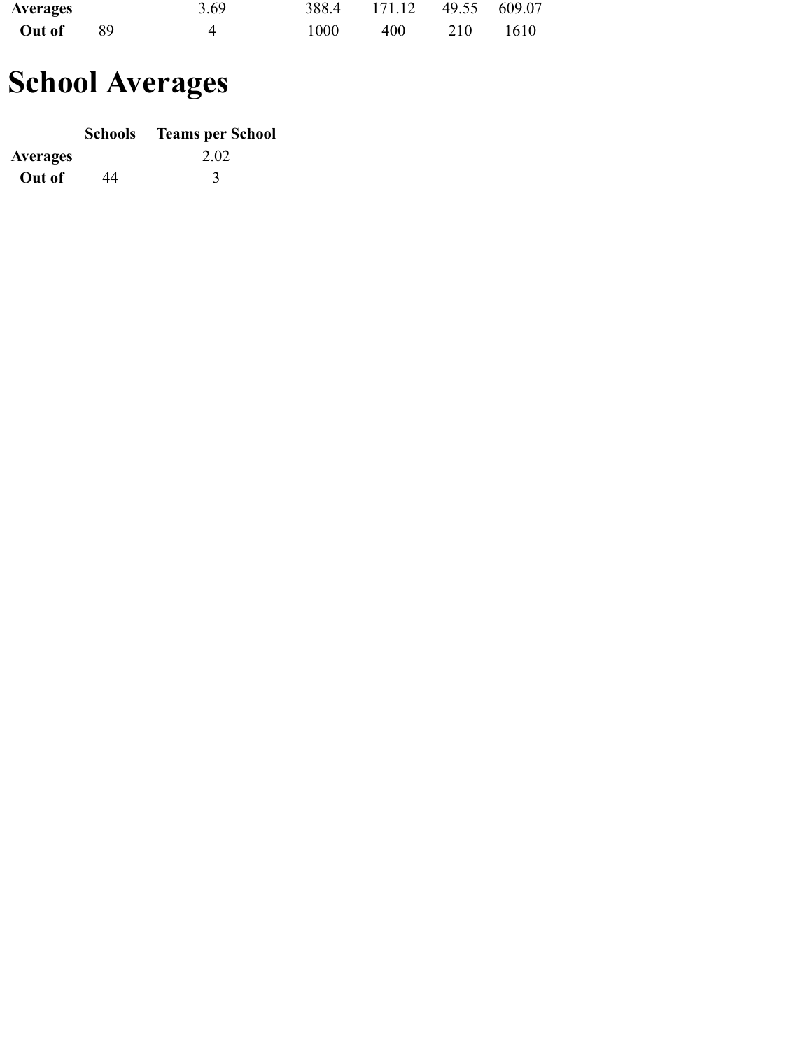| | | | | | | |
|---|---|---|---|---|---|---|
| **Averages** | | 3.69 | 388.4 | 171.12 | 49.55 | 609.07 |
| **Out of** | 89 | 4 | 1000 | 400 | 210 | 1610 |

# School Averages

| | Schools | Teams per School |
|---|---|---|
| **Averages** | | 2.02 |
| **Out of** | 44 | 3 |